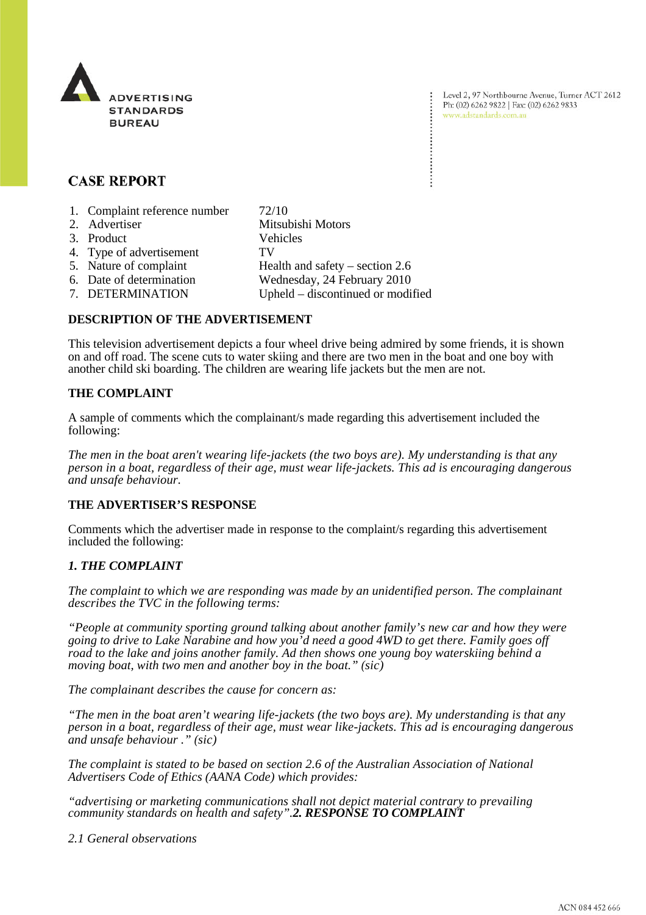ADVERTISING STANDARDS BUREAU

Level 2, 97 Northbourne Avenue, Turner ACT 2612
Ph: (02) 6262 9822 | Fax: (02) 6262 9833
www.adstandards.com.au

# CASE REPORT

| | |
|---|---|
| 1. Complaint reference number | 72/10 |
| 2. Advertiser | Mitsubishi Motors |
| 3. Product | Vehicles |
| 4. Type of advertisement | TV |
| 5. Nature of complaint | Health and safety – section 2.6 |
| 6. Date of determination | Wednesday, 24 February 2010 |
| 7. DETERMINATION | Upheld – discontinued or modified |

## DESCRIPTION OF THE ADVERTISEMENT

This television advertisement depicts a four wheel drive being admired by some friends, it is shown on and off road. The scene cuts to water skiing and there are two men in the boat and one boy with another child ski boarding. The children are wearing life jackets but the men are not.

## THE COMPLAINT

A sample of comments which the complainant/s made regarding this advertisement included the following:

*The men in the boat aren't wearing life-jackets (the two boys are). My understanding is that any person in a boat, regardless of their age, must wear life-jackets. This ad is encouraging dangerous and unsafe behaviour.*

## THE ADVERTISER'S RESPONSE

Comments which the advertiser made in response to the complaint/s regarding this advertisement included the following:

***1. THE COMPLAINT***

*The complaint to which we are responding was made by an unidentified person. The complainant describes the TVC in the following terms:*

*"People at community sporting ground talking about another family's new car and how they were going to drive to Lake Narabine and how you'd need a good 4WD to get there. Family goes off road to the lake and joins another family. Ad then shows one young boy waterskiing behind a moving boat, with two men and another boy in the boat." (sic)*

*The complainant describes the cause for concern as:*

*"The men in the boat aren't wearing life-jackets (the two boys are). My understanding is that any person in a boat, regardless of their age, must wear like-jackets. This ad is encouraging dangerous and unsafe behaviour ." (sic)*

*The complaint is stated to be based on section 2.6 of the Australian Association of National Advertisers Code of Ethics (AANA Code) which provides:*

*"advertising or marketing communications shall not depict material contrary to prevailing community standards on health and safety".* ***2. RESPONSE TO COMPLAINT***

*2.1 General observations*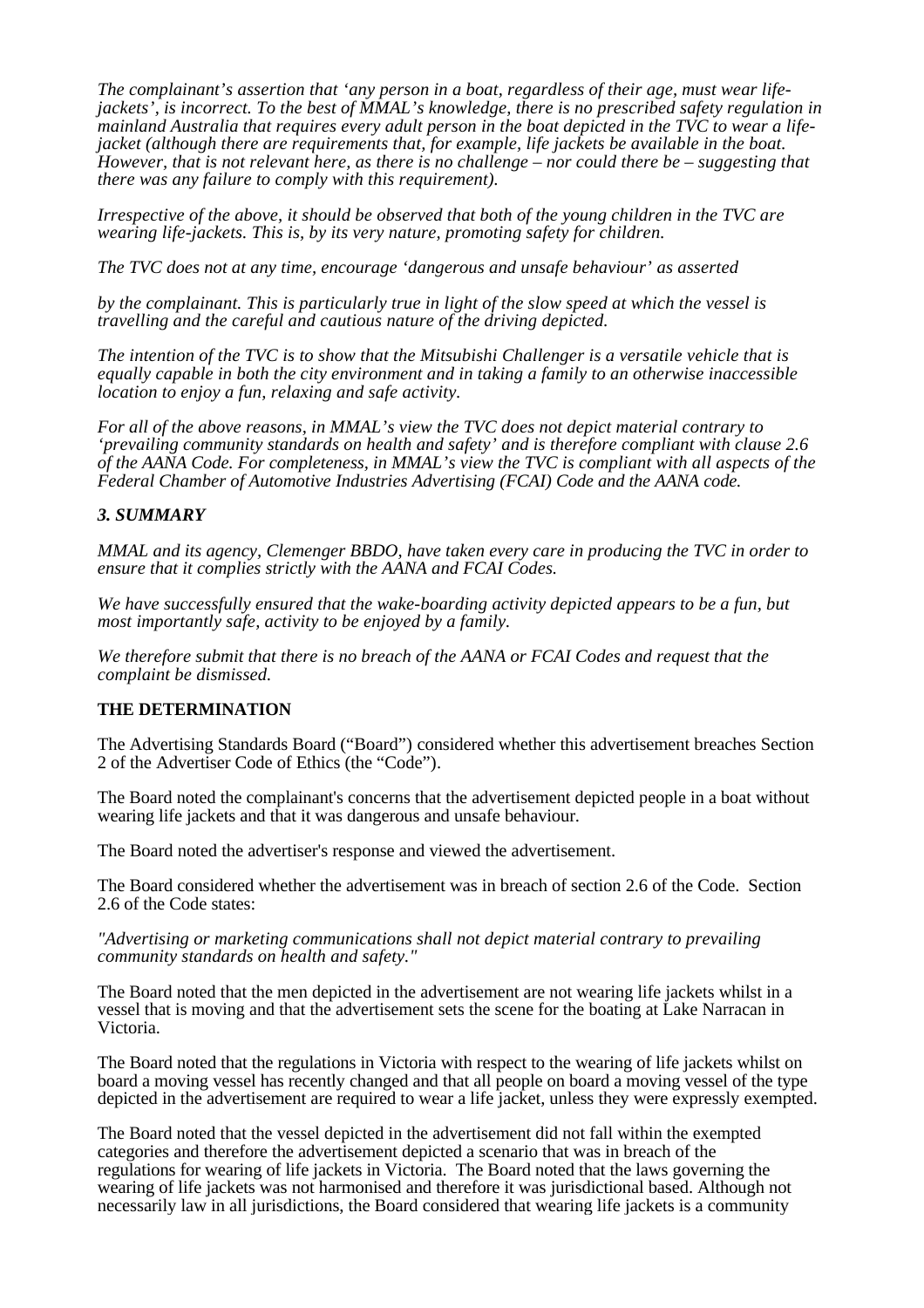*The complainant's assertion that 'any person in a boat, regardless of their age, must wear life-jackets', is incorrect. To the best of MMAL's knowledge, there is no prescribed safety regulation in mainland Australia that requires every adult person in the boat depicted in the TVC to wear a life-jacket (although there are requirements that, for example, life jackets be available in the boat. However, that is not relevant here, as there is no challenge – nor could there be – suggesting that there was any failure to comply with this requirement).*

*Irrespective of the above, it should be observed that both of the young children in the TVC are wearing life-jackets. This is, by its very nature, promoting safety for children.*

*The TVC does not at any time, encourage 'dangerous and unsafe behaviour' as asserted*

*by the complainant. This is particularly true in light of the slow speed at which the vessel is travelling and the careful and cautious nature of the driving depicted.*

*The intention of the TVC is to show that the Mitsubishi Challenger is a versatile vehicle that is equally capable in both the city environment and in taking a family to an otherwise inaccessible location to enjoy a fun, relaxing and safe activity.*

*For all of the above reasons, in MMAL's view the TVC does not depict material contrary to 'prevailing community standards on health and safety' and is therefore compliant with clause 2.6 of the AANA Code. For completeness, in MMAL's view the TVC is compliant with all aspects of the Federal Chamber of Automotive Industries Advertising (FCAI) Code and the AANA code.*

***3. SUMMARY***

*MMAL and its agency, Clemenger BBDO, have taken every care in producing the TVC in order to ensure that it complies strictly with the AANA and FCAI Codes.*

*We have successfully ensured that the wake-boarding activity depicted appears to be a fun, but most importantly safe, activity to be enjoyed by a family.*

*We therefore submit that there is no breach of the AANA or FCAI Codes and request that the complaint be dismissed.*

**THE DETERMINATION**

The Advertising Standards Board ("Board") considered whether this advertisement breaches Section 2 of the Advertiser Code of Ethics (the "Code").

The Board noted the complainant's concerns that the advertisement depicted people in a boat without wearing life jackets and that it was dangerous and unsafe behaviour.

The Board noted the advertiser's response and viewed the advertisement.

The Board considered whether the advertisement was in breach of section 2.6 of the Code. Section 2.6 of the Code states:

*"Advertising or marketing communications shall not depict material contrary to prevailing community standards on health and safety."*

The Board noted that the men depicted in the advertisement are not wearing life jackets whilst in a vessel that is moving and that the advertisement sets the scene for the boating at Lake Narracan in Victoria.

The Board noted that the regulations in Victoria with respect to the wearing of life jackets whilst on board a moving vessel has recently changed and that all people on board a moving vessel of the type depicted in the advertisement are required to wear a life jacket, unless they were expressly exempted.

The Board noted that the vessel depicted in the advertisement did not fall within the exempted categories and therefore the advertisement depicted a scenario that was in breach of the regulations for wearing of life jackets in Victoria. The Board noted that the laws governing the wearing of life jackets was not harmonised and therefore it was jurisdictional based. Although not necessarily law in all jurisdictions, the Board considered that wearing life jackets is a community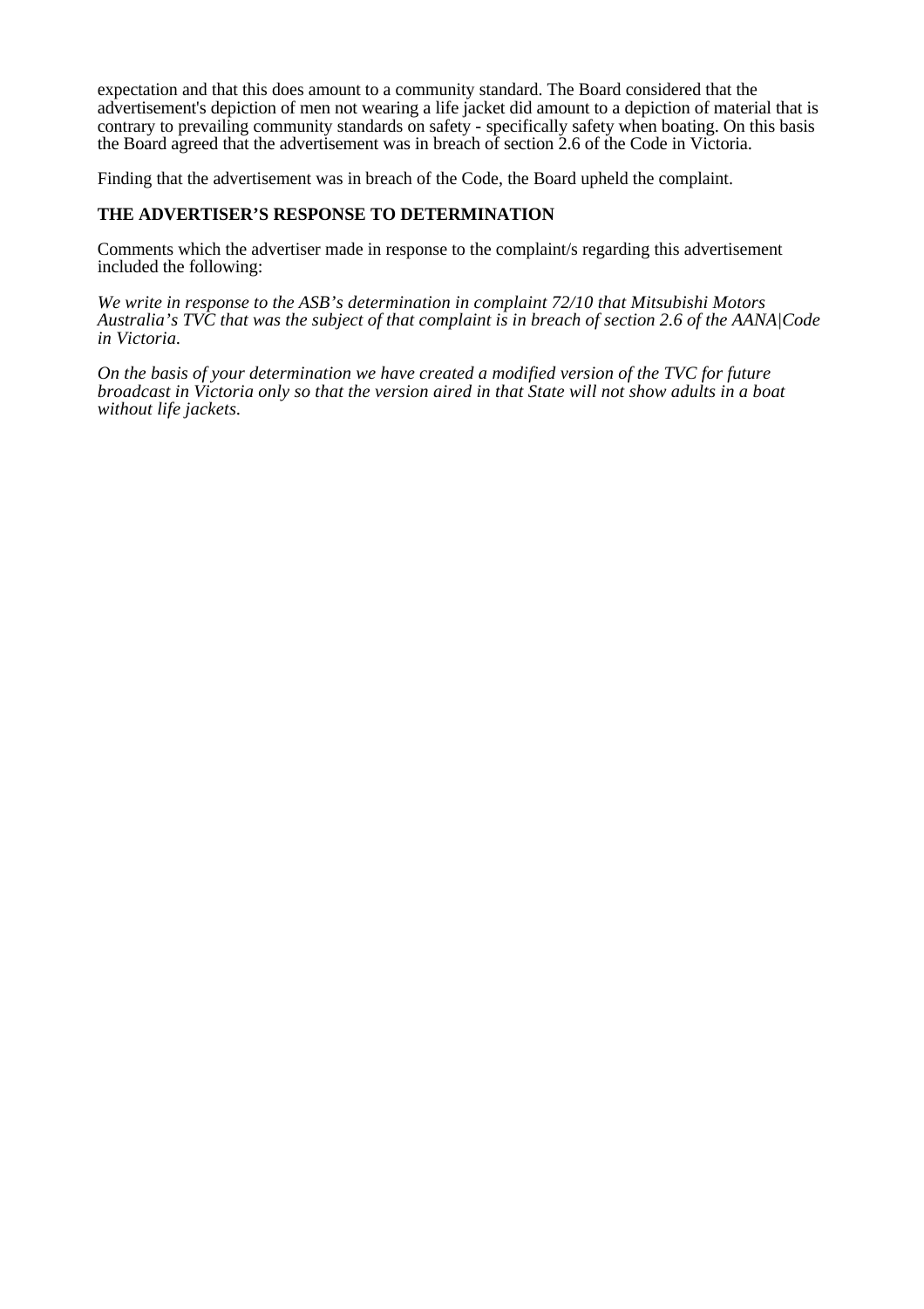expectation and that this does amount to a community standard. The Board considered that the advertisement's depiction of men not wearing a life jacket did amount to a depiction of material that is contrary to prevailing community standards on safety - specifically safety when boating. On this basis the Board agreed that the advertisement was in breach of section 2.6 of the Code in Victoria.

Finding that the advertisement was in breach of the Code, the Board upheld the complaint.

**THE ADVERTISER'S RESPONSE TO DETERMINATION**

Comments which the advertiser made in response to the complaint/s regarding this advertisement included the following:

*We write in response to the ASB's determination in complaint 72/10 that Mitsubishi Motors Australia's TVC that was the subject of that complaint is in breach of section 2.6 of the AANA|Code in Victoria.*

*On the basis of your determination we have created a modified version of the TVC for future broadcast in Victoria only so that the version aired in that State will not show adults in a boat without life jackets.*